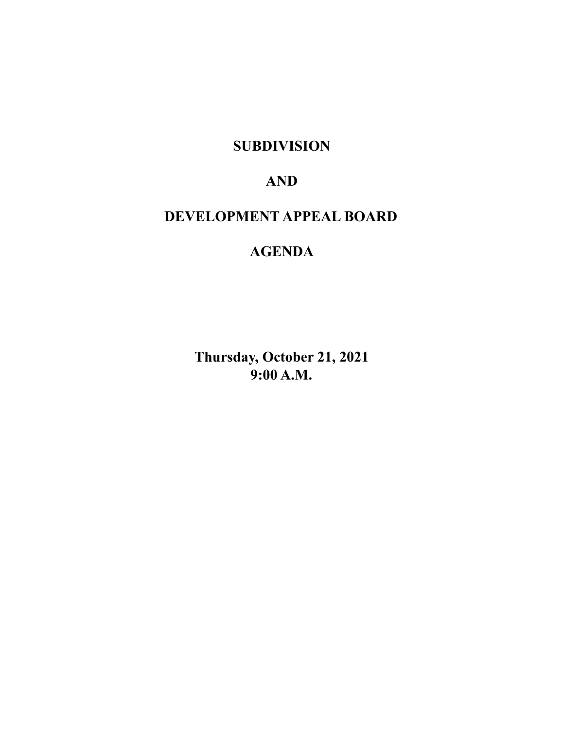# SUBDIVISION

# AND

# DEVELOPMENT APPEAL BOARD

# AGENDA

**Thursday, October 21, 2021**
**9:00 A.M.**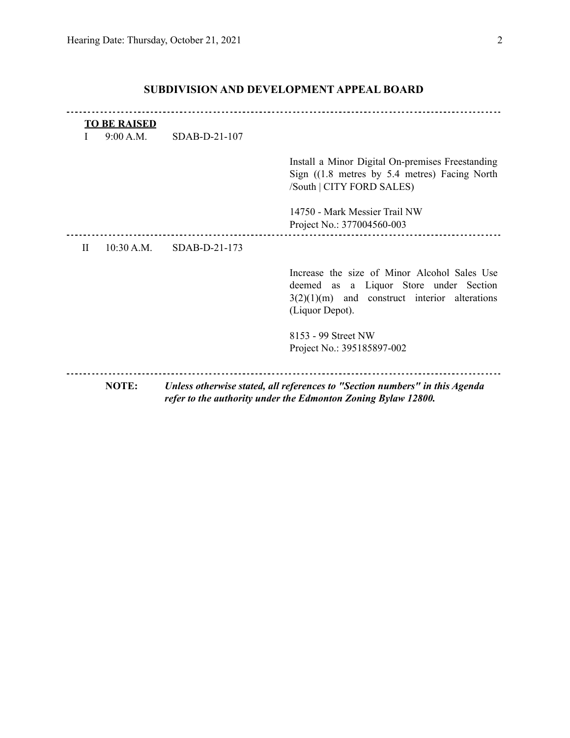## SUBDIVISION AND DEVELOPMENT APPEAL BOARD

---

**TO BE RAISED**

I 9:00 A.M. SDAB-D-21-107

Install a Minor Digital On-premises Freestanding Sign ((1.8 metres by 5.4 metres) Facing North /South | CITY FORD SALES)

14750 - Mark Messier Trail NW
Project No.: 377004560-003

---

II 10:30 A.M. SDAB-D-21-173

Increase the size of Minor Alcohol Sales Use deemed as a Liquor Store under Section 3(2)(1)(m) and construct interior alterations (Liquor Depot).

8153 - 99 Street NW
Project No.: 395185897-002

---

**NOTE:** ***Unless otherwise stated, all references to "Section numbers" in this Agenda refer to the authority under the Edmonton Zoning Bylaw 12800.***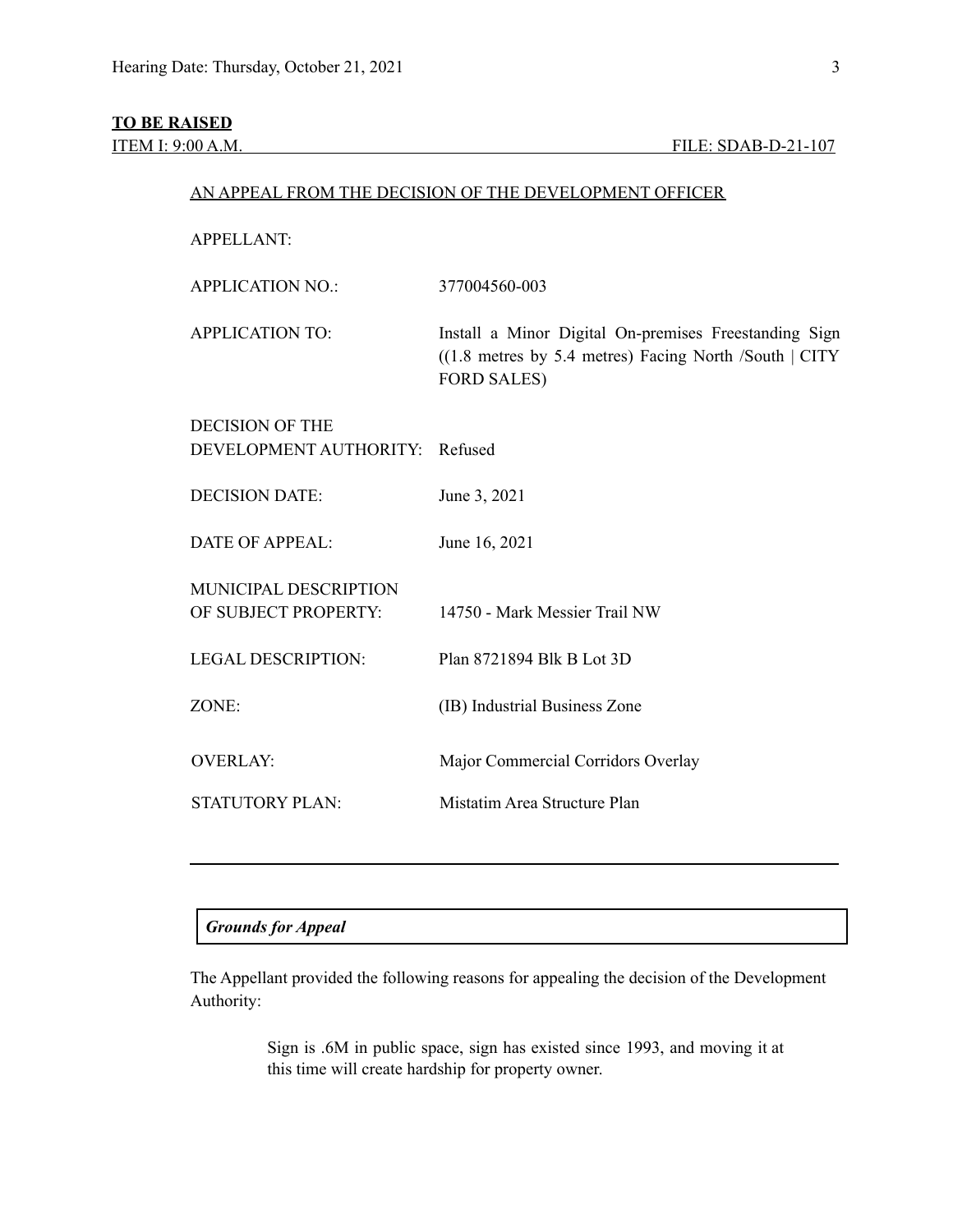**TO BE RAISED**

ITEM I: 9:00 A.M. FILE: SDAB-D-21-107

AN APPEAL FROM THE DECISION OF THE DEVELOPMENT OFFICER

| | |
|---|---|
| APPELLANT: | |
| APPLICATION NO.: | 377004560-003 |
| APPLICATION TO: | Install a Minor Digital On-premises Freestanding Sign ((1.8 metres by 5.4 metres) Facing North /South \| CITY FORD SALES) |
| DECISION OF THE DEVELOPMENT AUTHORITY: | Refused |
| DECISION DATE: | June 3, 2021 |
| DATE OF APPEAL: | June 16, 2021 |
| MUNICIPAL DESCRIPTION OF SUBJECT PROPERTY: | 14750 - Mark Messier Trail NW |
| LEGAL DESCRIPTION: | Plan 8721894 Blk B Lot 3D |
| ZONE: | (IB) Industrial Business Zone |
| OVERLAY: | Major Commercial Corridors Overlay |
| STATUTORY PLAN: | Mistatim Area Structure Plan |

---

***Grounds for Appeal***

The Appellant provided the following reasons for appealing the decision of the Development Authority:

> Sign is .6M in public space, sign has existed since 1993, and moving it at this time will create hardship for property owner.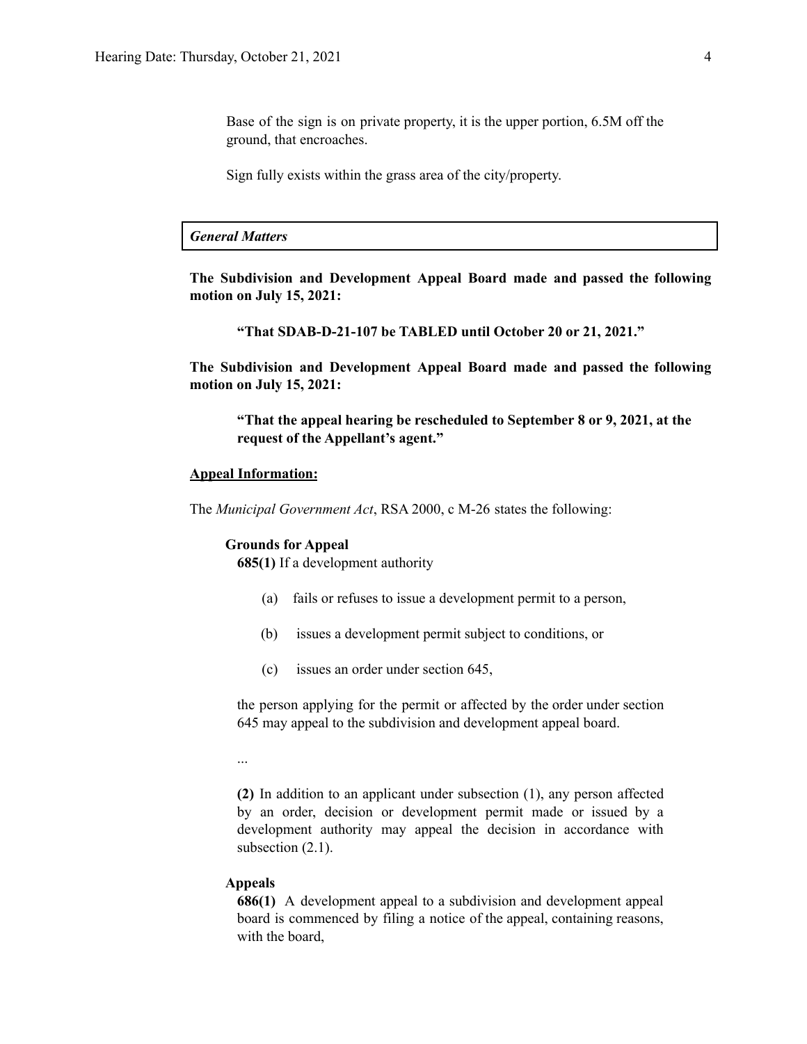Base of the sign is on private property, it is the upper portion, 6.5M off the ground, that encroaches.

Sign fully exists within the grass area of the city/property.

***General Matters***

**The Subdivision and Development Appeal Board made and passed the following motion on July 15, 2021:**

> **"That SDAB-D-21-107 be TABLED until October 20 or 21, 2021."**

**The Subdivision and Development Appeal Board made and passed the following motion on July 15, 2021:**

> **"That the appeal hearing be rescheduled to September 8 or 9, 2021, at the request of the Appellant's agent."**

**<u>Appeal Information:</u>**

The *Municipal Government Act*, RSA 2000, c M-26 states the following:

**Grounds for Appeal**

**685(1)** If a development authority

(a) fails or refuses to issue a development permit to a person,

(b) issues a development permit subject to conditions, or

(c) issues an order under section 645,

the person applying for the permit or affected by the order under section 645 may appeal to the subdivision and development appeal board.

...

**(2)** In addition to an applicant under subsection (1), any person affected by an order, decision or development permit made or issued by a development authority may appeal the decision in accordance with subsection (2.1).

**Appeals**

**686(1)** A development appeal to a subdivision and development appeal board is commenced by filing a notice of the appeal, containing reasons, with the board,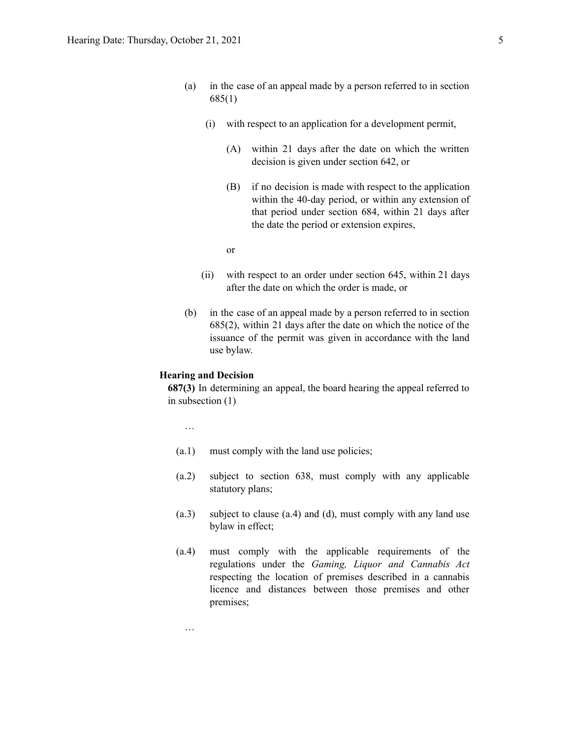(a) in the case of an appeal made by a person referred to in section 685(1)

   (i) with respect to an application for a development permit,

      (A) within 21 days after the date on which the written decision is given under section 642, or

      (B) if no decision is made with respect to the application within the 40-day period, or within any extension of that period under section 684, within 21 days after the date the period or extension expires,

      or

   (ii) with respect to an order under section 645, within 21 days after the date on which the order is made, or

(b) in the case of an appeal made by a person referred to in section 685(2), within 21 days after the date on which the notice of the issuance of the permit was given in accordance with the land use bylaw.

**Hearing and Decision**

**687(3)** In determining an appeal, the board hearing the appeal referred to in subsection (1)

…

(a.1) must comply with the land use policies;

(a.2) subject to section 638, must comply with any applicable statutory plans;

(a.3) subject to clause (a.4) and (d), must comply with any land use bylaw in effect;

(a.4) must comply with the applicable requirements of the regulations under the *Gaming, Liquor and Cannabis Act* respecting the location of premises described in a cannabis licence and distances between those premises and other premises;

…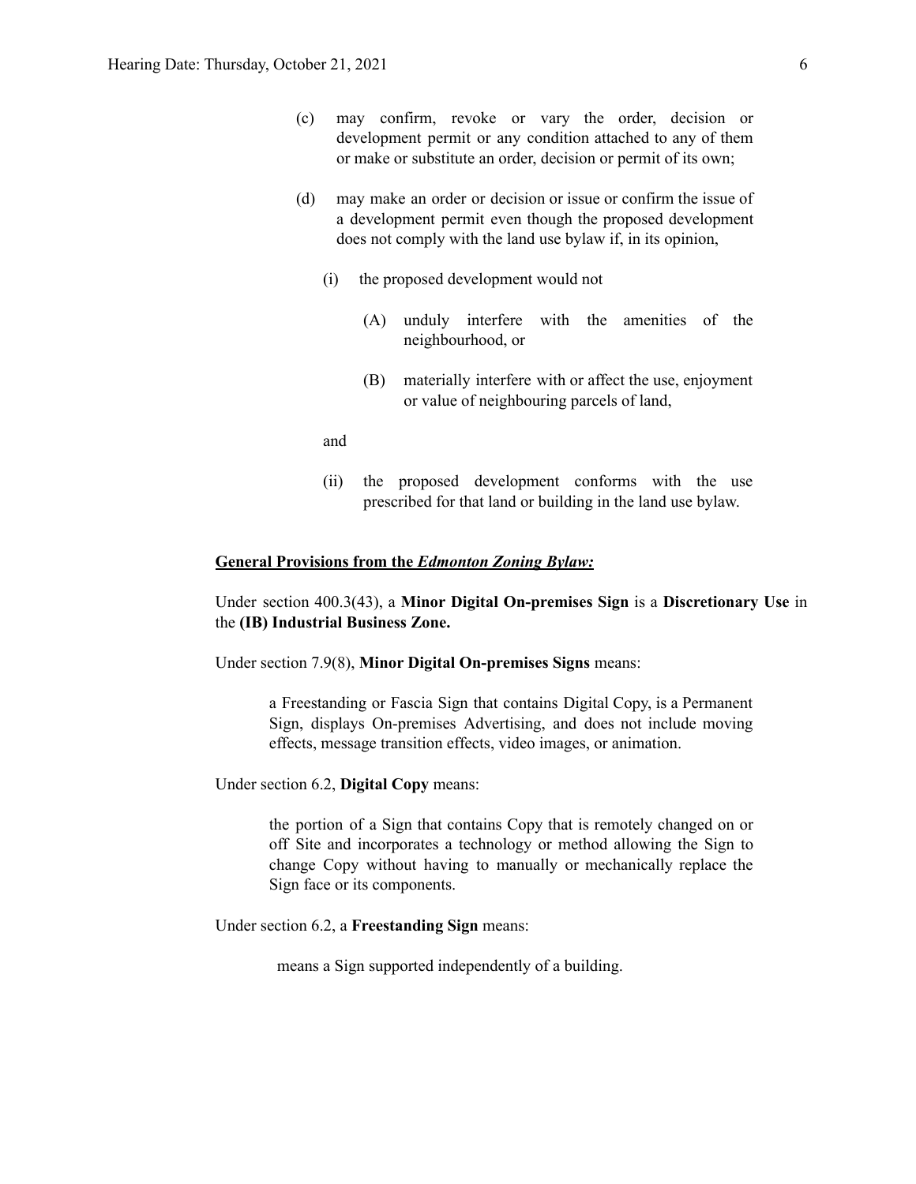(c) may confirm, revoke or vary the order, decision or development permit or any condition attached to any of them or make or substitute an order, decision or permit of its own;

(d) may make an order or decision or issue or confirm the issue of a development permit even though the proposed development does not comply with the land use bylaw if, in its opinion,

(i) the proposed development would not

(A) unduly interfere with the amenities of the neighbourhood, or

(B) materially interfere with or affect the use, enjoyment or value of neighbouring parcels of land,

and

(ii) the proposed development conforms with the use prescribed for that land or building in the land use bylaw.

**General Provisions from the *Edmonton Zoning Bylaw:***

Under section 400.3(43), a **Minor Digital On-premises Sign** is a **Discretionary Use** in the **(IB) Industrial Business Zone.**

Under section 7.9(8), **Minor Digital On-premises Signs** means:

> a Freestanding or Fascia Sign that contains Digital Copy, is a Permanent Sign, displays On-premises Advertising, and does not include moving effects, message transition effects, video images, or animation.

Under section 6.2, **Digital Copy** means:

> the portion of a Sign that contains Copy that is remotely changed on or off Site and incorporates a technology or method allowing the Sign to change Copy without having to manually or mechanically replace the Sign face or its components.

Under section 6.2, a **Freestanding Sign** means:

> means a Sign supported independently of a building.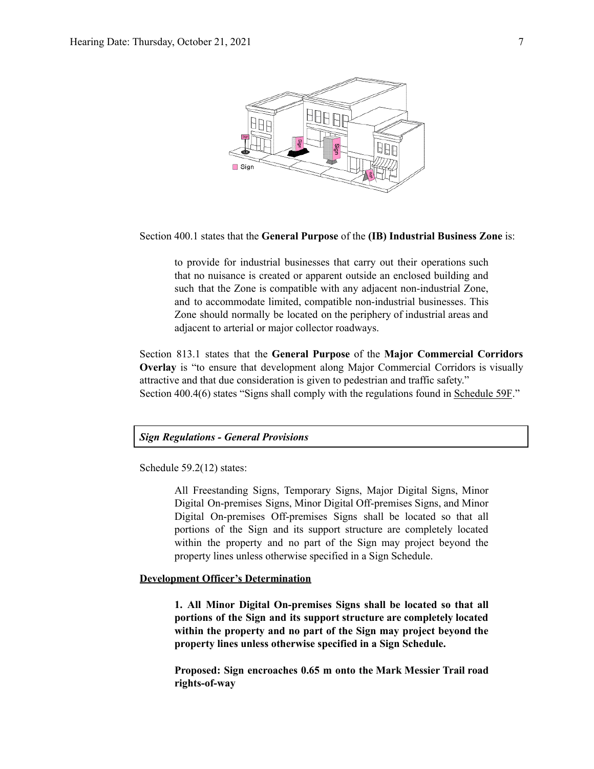Section 400.1 states that the **General Purpose** of the **(IB) Industrial Business Zone** is:

> to provide for industrial businesses that carry out their operations such that no nuisance is created or apparent outside an enclosed building and such that the Zone is compatible with any adjacent non-industrial Zone, and to accommodate limited, compatible non-industrial businesses. This Zone should normally be located on the periphery of industrial areas and adjacent to arterial or major collector roadways.

Section 813.1 states that the **General Purpose** of the **Major Commercial Corridors Overlay** is "to ensure that development along Major Commercial Corridors is visually attractive and that due consideration is given to pedestrian and traffic safety."
Section 400.4(6) states "Signs shall comply with the regulations found in Schedule 59F."

***Sign Regulations - General Provisions***

Schedule 59.2(12) states:

> All Freestanding Signs, Temporary Signs, Major Digital Signs, Minor Digital On-premises Signs, Minor Digital Off-premises Signs, and Minor Digital On-premises Off-premises Signs shall be located so that all portions of the Sign and its support structure are completely located within the property and no part of the Sign may project beyond the property lines unless otherwise specified in a Sign Schedule.

**Development Officer's Determination**

> **1. All Minor Digital On-premises Signs shall be located so that all portions of the Sign and its support structure are completely located within the property and no part of the Sign may project beyond the property lines unless otherwise specified in a Sign Schedule.**
>
> **Proposed: Sign encroaches 0.65 m onto the Mark Messier Trail road rights-of-way**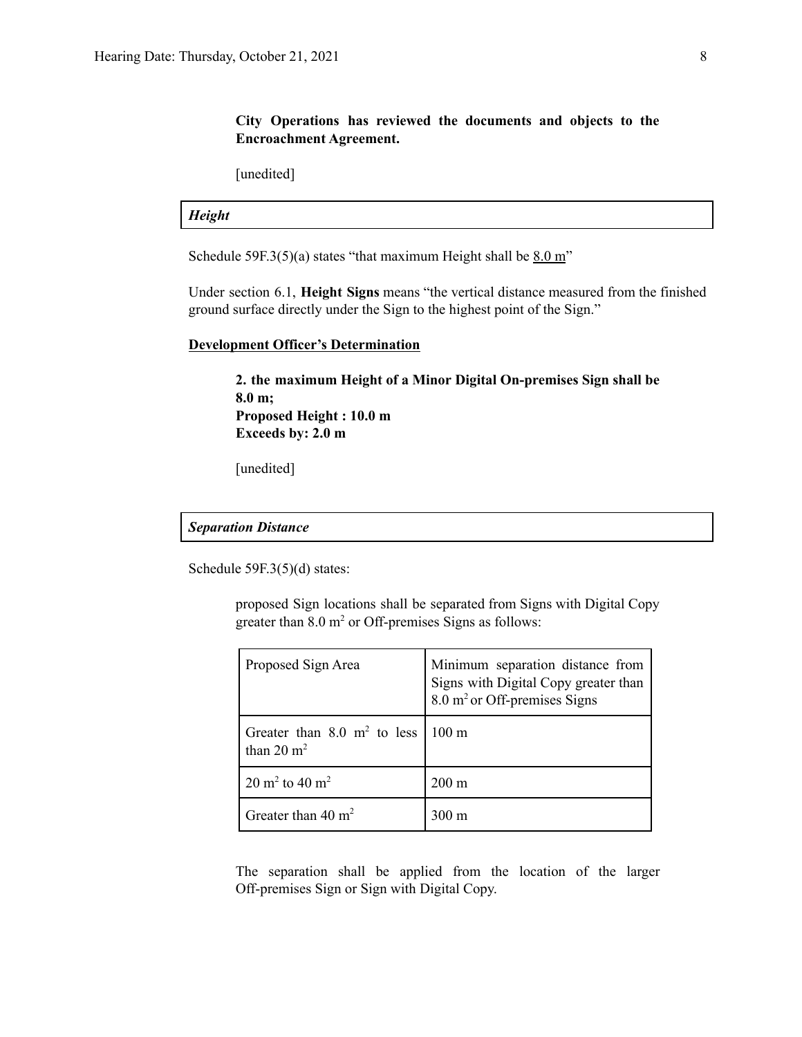**City Operations has reviewed the documents and objects to the Encroachment Agreement.**

[unedited]

### *Height*

Schedule 59F.3(5)(a) states "that maximum Height shall be 8.0 m"

Under section 6.1, **Height Signs** means "the vertical distance measured from the finished ground surface directly under the Sign to the highest point of the Sign."

**Development Officer's Determination**

> **2. the maximum Height of a Minor Digital On-premises Sign shall be 8.0 m;**
> **Proposed Height : 10.0 m**
> **Exceeds by: 2.0 m**
>
> [unedited]

### *Separation Distance*

Schedule 59F.3(5)(d) states:

> proposed Sign locations shall be separated from Signs with Digital Copy greater than 8.0 $m^2$ or Off-premises Signs as follows:

| Proposed Sign Area | Minimum separation distance from Signs with Digital Copy greater than 8.0 $m^2$ or Off-premises Signs |
|---|---|
| Greater than 8.0 $m^2$ to less than 20 $m^2$ | 100 m |
| 20 $m^2$ to 40 $m^2$ | 200 m |
| Greater than 40 $m^2$ | 300 m |

> The separation shall be applied from the location of the larger Off-premises Sign or Sign with Digital Copy.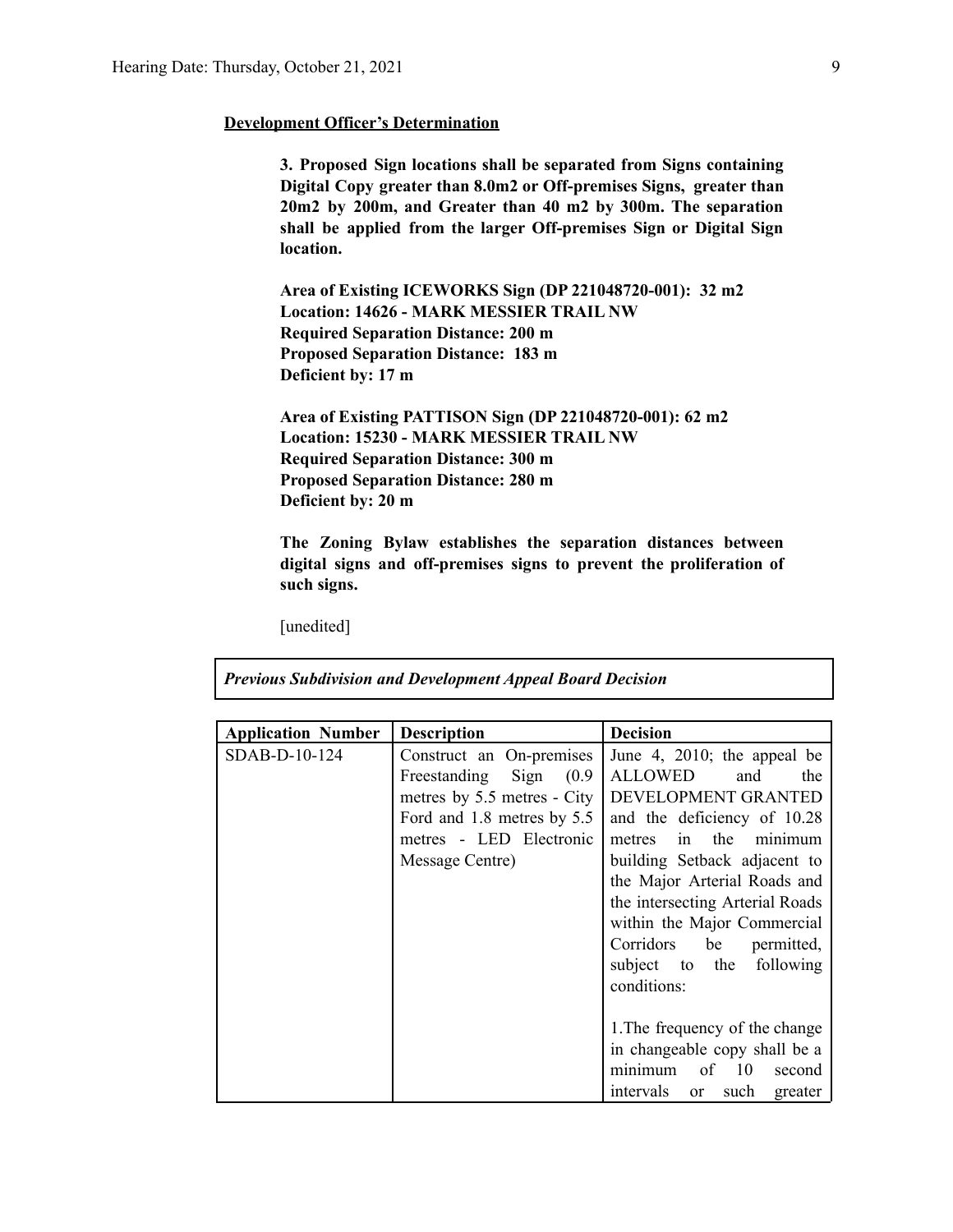**Development Officer's Determination**

> **3. Proposed Sign locations shall be separated from Signs containing Digital Copy greater than 8.0m2 or Off-premises Signs, greater than 20m2 by 200m, and Greater than 40 m2 by 300m. The separation shall be applied from the larger Off-premises Sign or Digital Sign location.**
>
> **Area of Existing ICEWORKS Sign (DP 221048720-001): 32 m2**
> **Location: 14626 - MARK MESSIER TRAIL NW**
> **Required Separation Distance: 200 m**
> **Proposed Separation Distance: 183 m**
> **Deficient by: 17 m**
>
> **Area of Existing PATTISON Sign (DP 221048720-001): 62 m2**
> **Location: 15230 - MARK MESSIER TRAIL NW**
> **Required Separation Distance: 300 m**
> **Proposed Separation Distance: 280 m**
> **Deficient by: 20 m**
>
> **The Zoning Bylaw establishes the separation distances between digital signs and off-premises signs to prevent the proliferation of such signs.**
>
> [unedited]

***Previous Subdivision and Development Appeal Board Decision***

| Application Number | Description | Decision |
|---|---|---|
| SDAB-D-10-124 | Construct an On-premises Freestanding Sign (0.9 metres by 5.5 metres - City Ford and 1.8 metres by 5.5 metres - LED Electronic Message Centre) | June 4, 2010; the appeal be ALLOWED and the DEVELOPMENT GRANTED and the deficiency of 10.28 metres in the minimum building Setback adjacent to the Major Arterial Roads and the intersecting Arterial Roads within the Major Commercial Corridors be permitted, subject to the following conditions:<br><br>1.The frequency of the change in changeable copy shall be a minimum of 10 second intervals or such greater |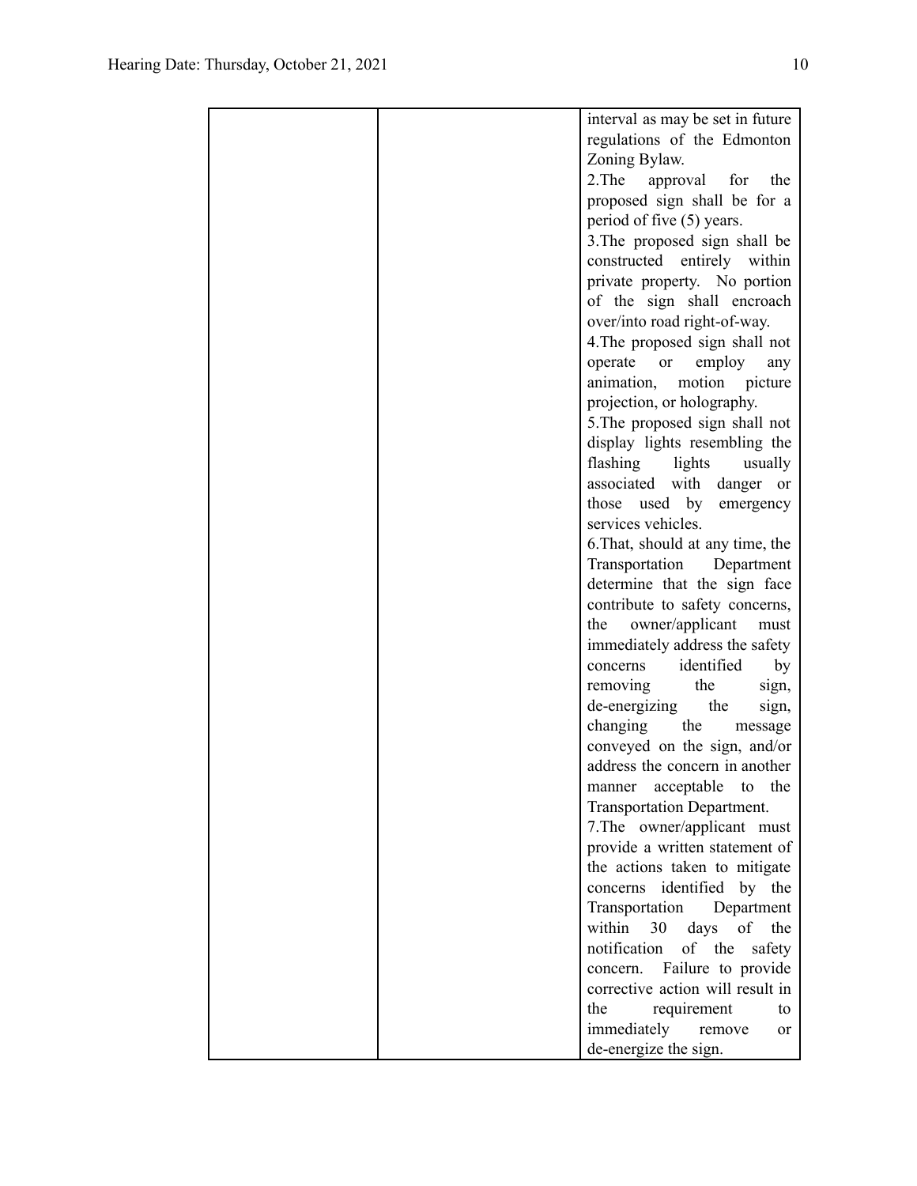| | | |
|---|---|---|
| | | interval as may be set in future regulations of the Edmonton Zoning Bylaw.<br>2.The approval for the proposed sign shall be for a period of five (5) years.<br>3.The proposed sign shall be constructed entirely within private property. No portion of the sign shall encroach over/into road right-of-way.<br>4.The proposed sign shall not operate or employ any animation, motion picture projection, or holography.<br>5.The proposed sign shall not display lights resembling the flashing lights usually associated with danger or those used by emergency services vehicles.<br>6.That, should at any time, the Transportation Department determine that the sign face contribute to safety concerns, the owner/applicant must immediately address the safety concerns identified by removing the sign, de-energizing the sign, changing the message conveyed on the sign, and/or address the concern in another manner acceptable to the Transportation Department.<br>7.The owner/applicant must provide a written statement of the actions taken to mitigate concerns identified by the Transportation Department within 30 days of the notification of the safety concern. Failure to provide corrective action will result in the requirement to immediately remove or de-energize the sign. |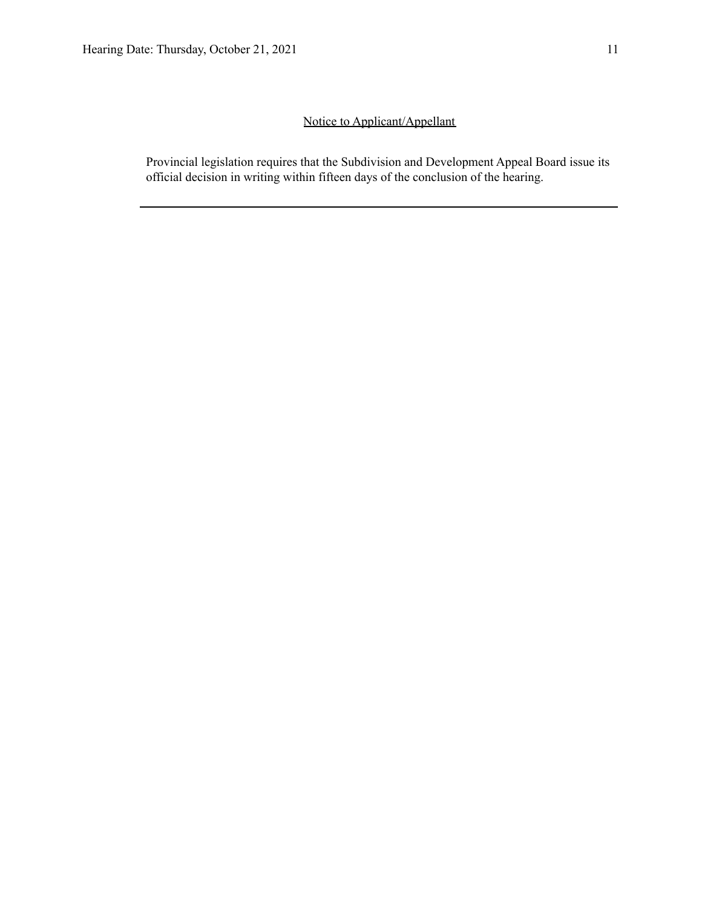<u>Notice to Applicant/Appellant</u>

Provincial legislation requires that the Subdivision and Development Appeal Board issue its official decision in writing within fifteen days of the conclusion of the hearing.

---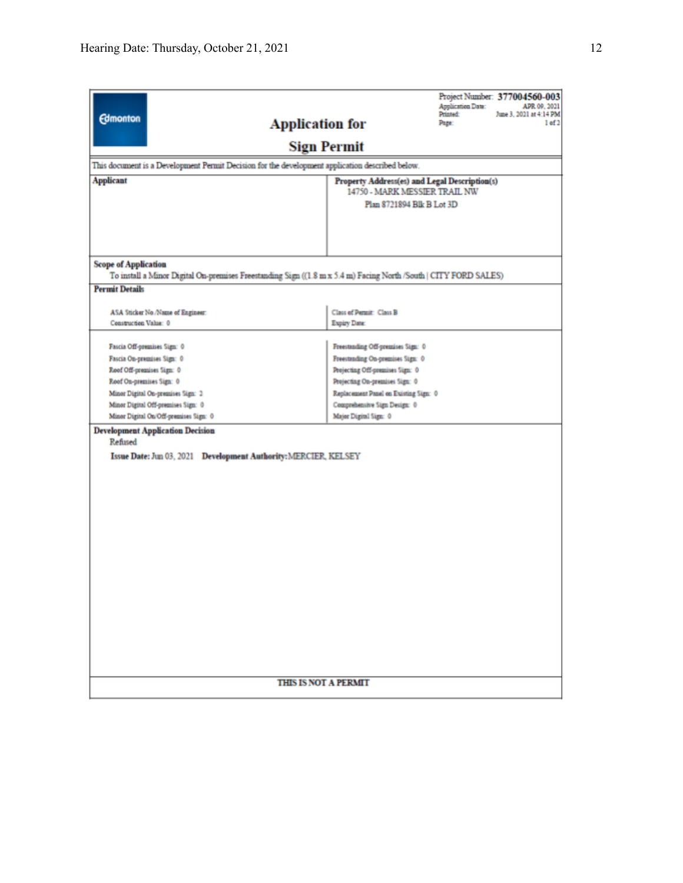Project Number: **377004560-003**
Application Date: APR 09, 2021
Printed: June 3, 2021 at 4:14 PM
Page: 1 of 2

Edmonton

# Application for Sign Permit

This document is a Development Permit Decision for the development application described below.

| **Applicant** | **Property Address(es) and Legal Description(s)** |
|---|---|
| | 14750 - MARK MESSIER TRAIL NW<br>Plan 8721894 Blk B Lot 3D |

**Scope of Application**

To install a Minor Digital On-premises Freestanding Sign ((1.8 m x 5.4 m) Facing North /South | CITY FORD SALES)

**Permit Details**

| | |
|---|---|
| ASA Sticker No./Name of Engineer: | Class of Permit: Class B |
| Construction Value: 0 | Expiry Date: |

| | |
|---|---|
| Fascia Off-premises Sign: 0 | Freestanding Off-premises Sign: 0 |
| Fascia On-premises Sign: 0 | Freestanding On-premises Sign: 0 |
| Roof Off-premises Sign: 0 | Projecting Off-premises Sign: 0 |
| Roof On-premises Sign: 0 | Projecting On-premises Sign: 0 |
| Minor Digital On-premises Sign: 2 | Replacement Panel on Existing Sign: 0 |
| Minor Digital Off-premises Sign: 0 | Comprehensive Sign Design: 0 |
| Minor Digital On/Off-premises Sign: 0 | Major Digital Sign: 0 |

**Development Application Decision**

Refused

**Issue Date:** Jun 03, 2021 **Development Authority:** MERCIER, KELSEY

**THIS IS NOT A PERMIT**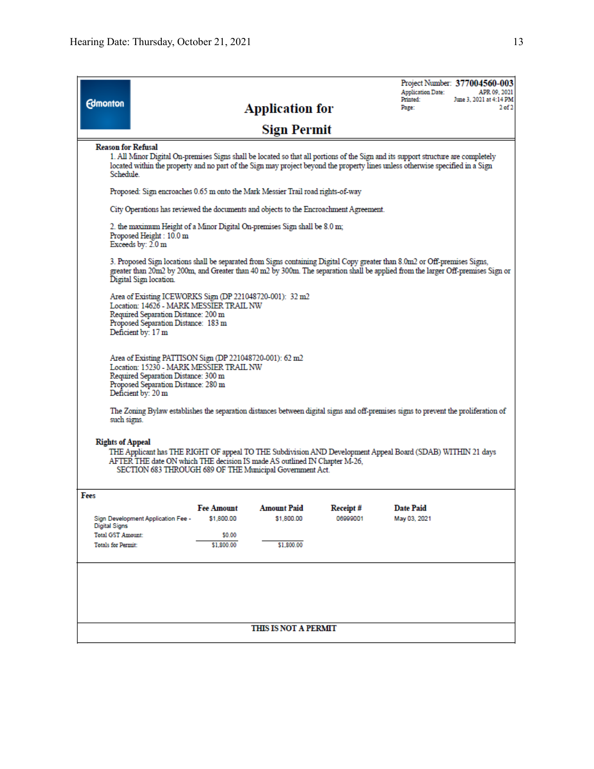Edmonton

# Application for Sign Permit

Project Number: **377004560-003**
Application Date: APR 09, 2021
Printed: June 3, 2021 at 4:14 PM
Page: 2 of 2

**Reason for Refusal**

1. All Minor Digital On-premises Signs shall be located so that all portions of the Sign and its support structure are completely located within the property and no part of the Sign may project beyond the property lines unless otherwise specified in a Sign Schedule.

Proposed: Sign encroaches 0.65 m onto the Mark Messier Trail road rights-of-way

City Operations has reviewed the documents and objects to the Encroachment Agreement.

2. the maximum Height of a Minor Digital On-premises Sign shall be 8.0 m;
Proposed Height : 10.0 m
Exceeds by: 2.0 m

3. Proposed Sign locations shall be separated from Signs containing Digital Copy greater than 8.0m2 or Off-premises Signs, greater than 20m2 by 200m, and Greater than 40 m2 by 300m. The separation shall be applied from the larger Off-premises Sign or Digital Sign location.

Area of Existing ICEWORKS Sign (DP 221048720-001): 32 m2
Location: 14626 - MARK MESSIER TRAIL NW
Required Separation Distance: 200 m
Proposed Separation Distance: 183 m
Deficient by: 17 m

Area of Existing PATTISON Sign (DP 221048720-001): 62 m2
Location: 15230 - MARK MESSIER TRAIL NW
Required Separation Distance: 300 m
Proposed Separation Distance: 280 m
Deficient by: 20 m

The Zoning Bylaw establishes the separation distances between digital signs and off-premises signs to prevent the proliferation of such signs.

**Rights of Appeal**

THE Applicant has THE RIGHT OF appeal TO THE Subdivision AND Development Appeal Board (SDAB) WITHIN 21 days AFTER THE date ON which THE decision IS made AS outlined IN Chapter M-26, SECTION 683 THROUGH 689 OF THE Municipal Government Act.

**Fees**

| | Fee Amount | Amount Paid | Receipt # | Date Paid |
|---|---|---|---|---|
| Sign Development Application Fee - Digital Signs | $1,800.00 | $1,800.00 | 06999001 | May 03, 2021 |
| Total GST Amount: | $0.00 | | | |
| Totals for Permit: | $1,800.00 | $1,800.00 | | |

**THIS IS NOT A PERMIT**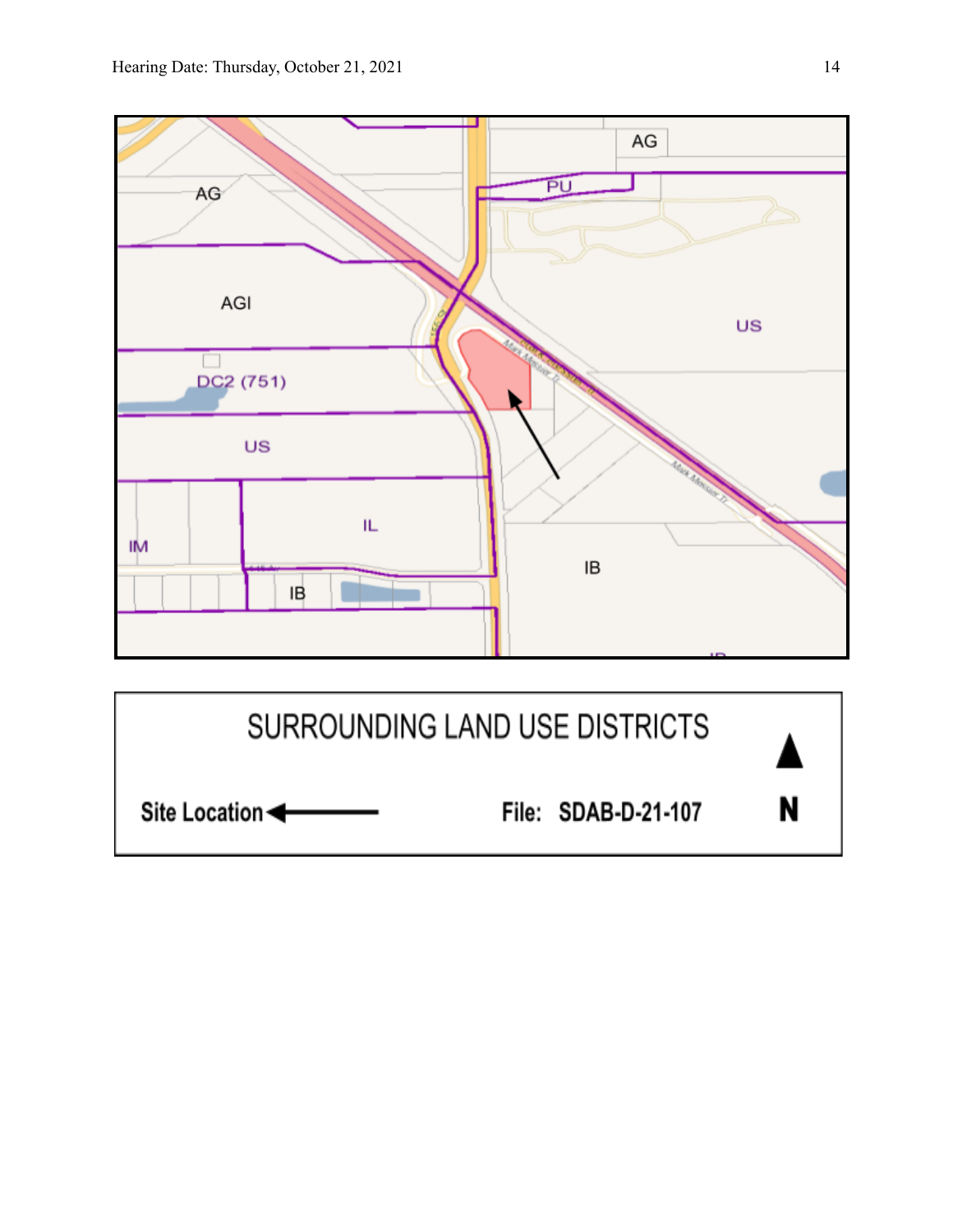AG

AG

PU

AGI

US

DC2 (751)

US

IL

IM

IB

IB

SURROUNDING LAND USE DISTRICTS

Site Location ←

File: SDAB-D-21-107

N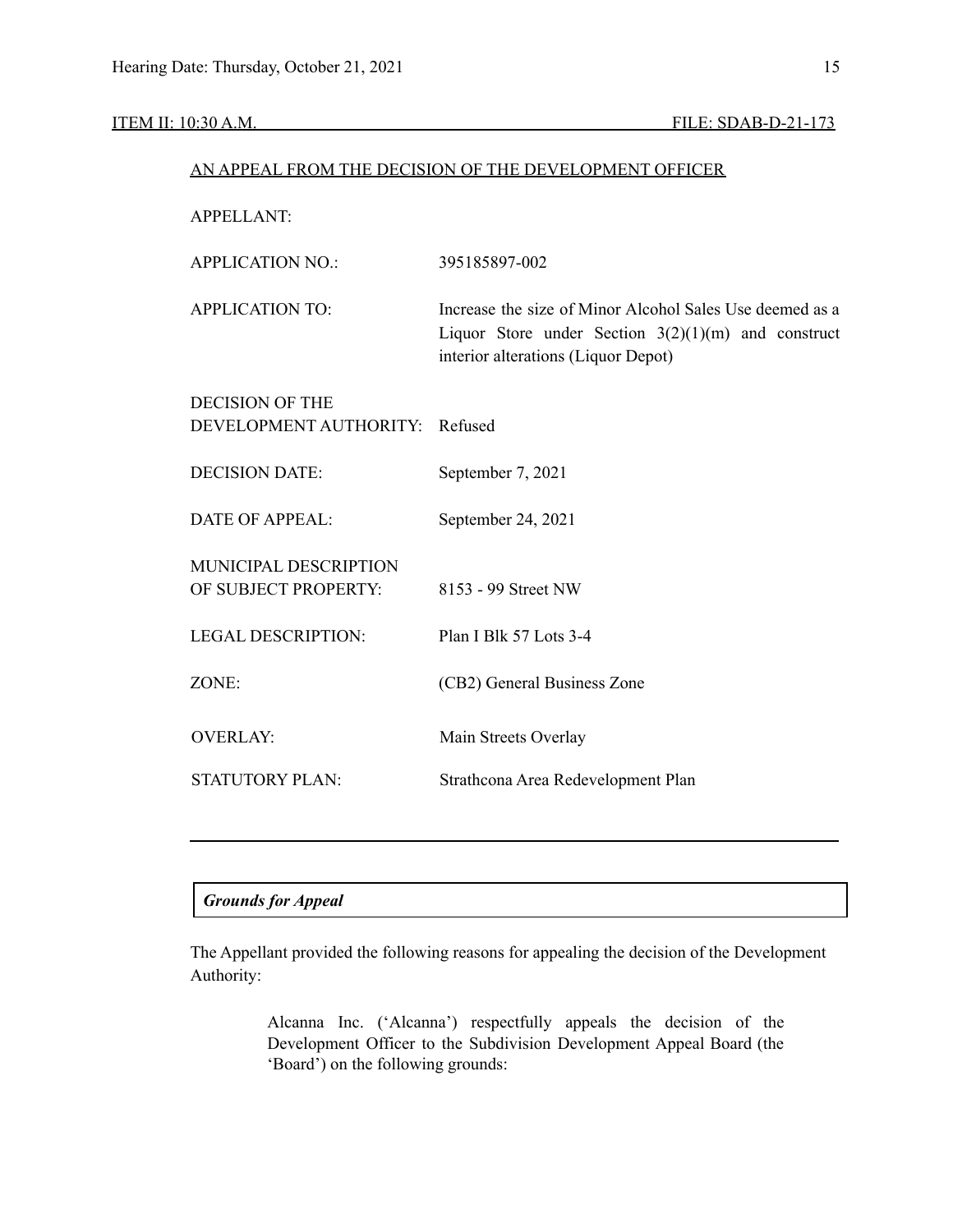ITEM II: 10:30 A.M. FILE: SDAB-D-21-173

AN APPEAL FROM THE DECISION OF THE DEVELOPMENT OFFICER

| | |
|---|---|
| APPELLANT: | |
| APPLICATION NO.: | 395185897-002 |
| APPLICATION TO: | Increase the size of Minor Alcohol Sales Use deemed as a Liquor Store under Section 3(2)(1)(m) and construct interior alterations (Liquor Depot) |
| DECISION OF THE DEVELOPMENT AUTHORITY: | Refused |
| DECISION DATE: | September 7, 2021 |
| DATE OF APPEAL: | September 24, 2021 |
| MUNICIPAL DESCRIPTION OF SUBJECT PROPERTY: | 8153 - 99 Street NW |
| LEGAL DESCRIPTION: | Plan I Blk 57 Lots 3-4 |
| ZONE: | (CB2) General Business Zone |
| OVERLAY: | Main Streets Overlay |
| STATUTORY PLAN: | Strathcona Area Redevelopment Plan |

---

***Grounds for Appeal***

The Appellant provided the following reasons for appealing the decision of the Development Authority:

> Alcanna Inc. ('Alcanna') respectfully appeals the decision of the Development Officer to the Subdivision Development Appeal Board (the 'Board') on the following grounds: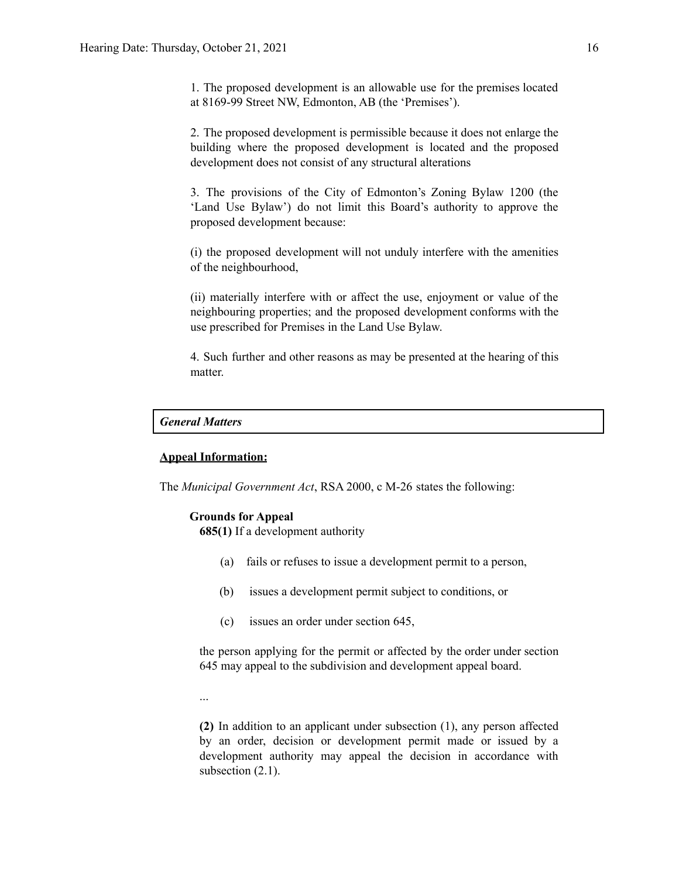1. The proposed development is an allowable use for the premises located at 8169-99 Street NW, Edmonton, AB (the 'Premises').

2. The proposed development is permissible because it does not enlarge the building where the proposed development is located and the proposed development does not consist of any structural alterations

3. The provisions of the City of Edmonton's Zoning Bylaw 1200 (the 'Land Use Bylaw') do not limit this Board's authority to approve the proposed development because:

(i) the proposed development will not unduly interfere with the amenities of the neighbourhood,

(ii) materially interfere with or affect the use, enjoyment or value of the neighbouring properties; and the proposed development conforms with the use prescribed for Premises in the Land Use Bylaw.

4. Such further and other reasons as may be presented at the hearing of this matter.

***General Matters***

**Appeal Information:**

The *Municipal Government Act*, RSA 2000, c M-26 states the following:

**Grounds for Appeal**

**685(1)** If a development authority

(a) fails or refuses to issue a development permit to a person,

(b) issues a development permit subject to conditions, or

(c) issues an order under section 645,

the person applying for the permit or affected by the order under section 645 may appeal to the subdivision and development appeal board.

...

**(2)** In addition to an applicant under subsection (1), any person affected by an order, decision or development permit made or issued by a development authority may appeal the decision in accordance with subsection (2.1).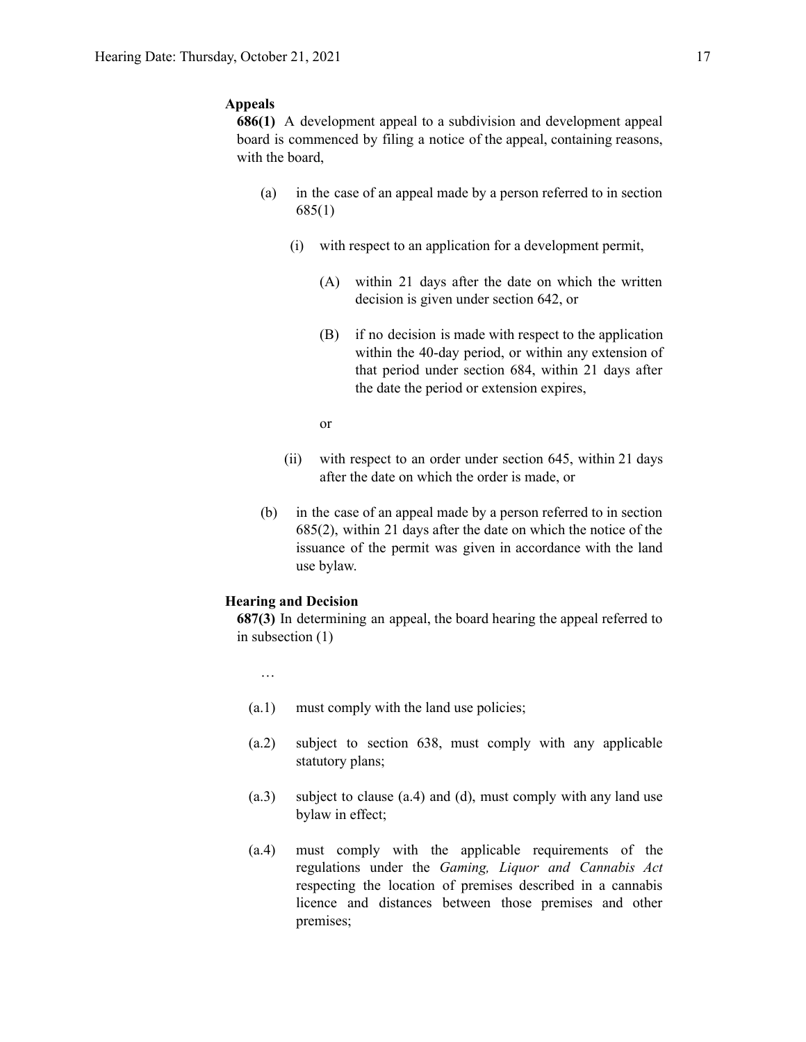**Appeals**

**686(1)** A development appeal to a subdivision and development appeal board is commenced by filing a notice of the appeal, containing reasons, with the board,

- (a) in the case of an appeal made by a person referred to in section 685(1)
  - (i) with respect to an application for a development permit,
    - (A) within 21 days after the date on which the written decision is given under section 642, or
    - (B) if no decision is made with respect to the application within the 40-day period, or within any extension of that period under section 684, within 21 days after the date the period or extension expires,

    or
  - (ii) with respect to an order under section 645, within 21 days after the date on which the order is made, or
- (b) in the case of an appeal made by a person referred to in section 685(2), within 21 days after the date on which the notice of the issuance of the permit was given in accordance with the land use bylaw.

**Hearing and Decision**

**687(3)** In determining an appeal, the board hearing the appeal referred to in subsection (1)

…

- (a.1) must comply with the land use policies;
- (a.2) subject to section 638, must comply with any applicable statutory plans;
- (a.3) subject to clause (a.4) and (d), must comply with any land use bylaw in effect;
- (a.4) must comply with the applicable requirements of the regulations under the *Gaming, Liquor and Cannabis Act* respecting the location of premises described in a cannabis licence and distances between those premises and other premises;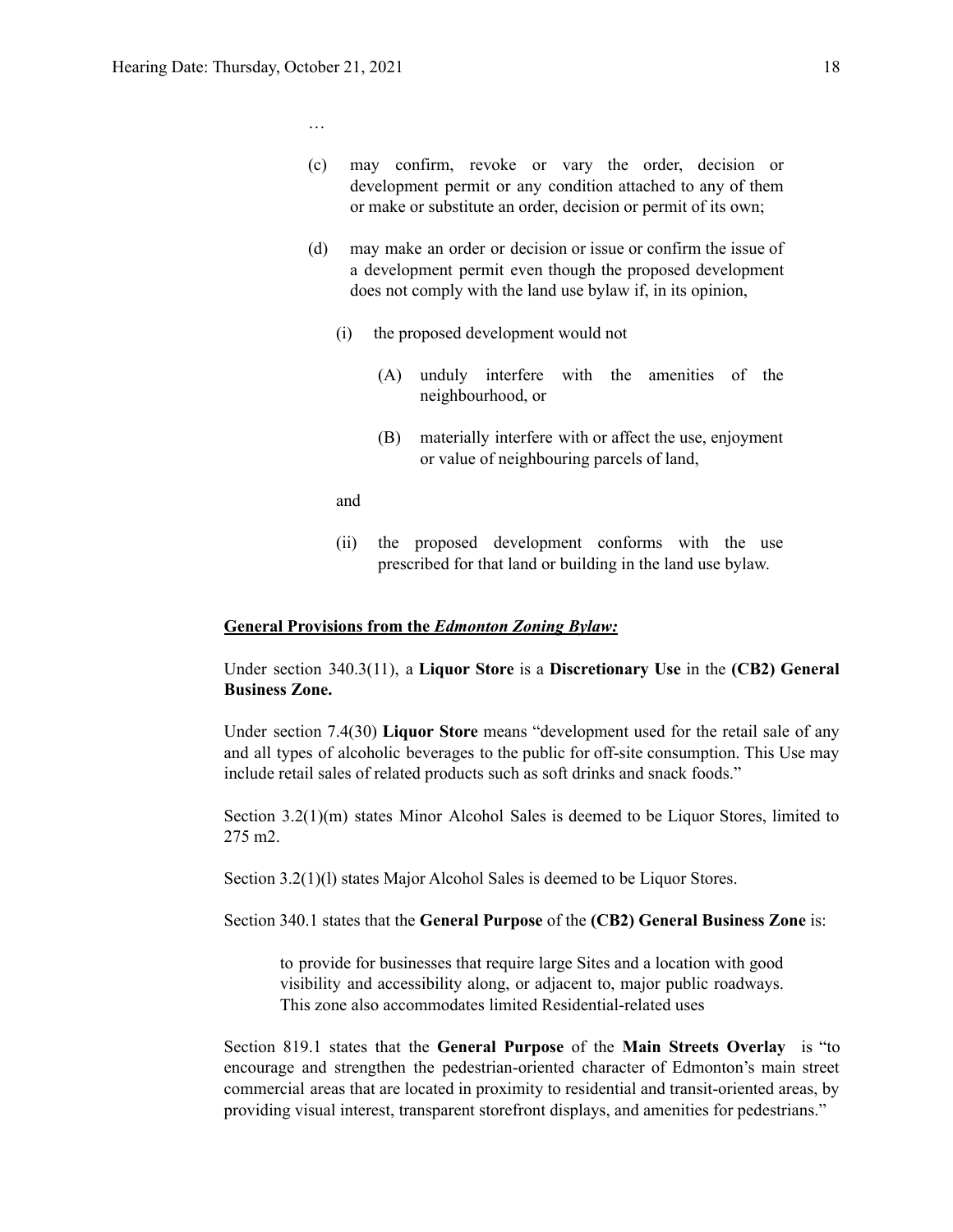…

(c) may confirm, revoke or vary the order, decision or development permit or any condition attached to any of them or make or substitute an order, decision or permit of its own;

(d) may make an order or decision or issue or confirm the issue of a development permit even though the proposed development does not comply with the land use bylaw if, in its opinion,

  (i) the proposed development would not

    (A) unduly interfere with the amenities of the neighbourhood, or

    (B) materially interfere with or affect the use, enjoyment or value of neighbouring parcels of land,

  and

  (ii) the proposed development conforms with the use prescribed for that land or building in the land use bylaw.

**General Provisions from the *Edmonton Zoning Bylaw:***

Under section 340.3(11), a **Liquor Store** is a **Discretionary Use** in the **(CB2) General Business Zone.**

Under section 7.4(30) **Liquor Store** means "development used for the retail sale of any and all types of alcoholic beverages to the public for off-site consumption. This Use may include retail sales of related products such as soft drinks and snack foods."

Section 3.2(1)(m) states Minor Alcohol Sales is deemed to be Liquor Stores, limited to 275 m2.

Section 3.2(1)(l) states Major Alcohol Sales is deemed to be Liquor Stores.

Section 340.1 states that the **General Purpose** of the **(CB2) General Business Zone** is:

> to provide for businesses that require large Sites and a location with good visibility and accessibility along, or adjacent to, major public roadways. This zone also accommodates limited Residential-related uses

Section 819.1 states that the **General Purpose** of the **Main Streets Overlay** is "to encourage and strengthen the pedestrian-oriented character of Edmonton's main street commercial areas that are located in proximity to residential and transit-oriented areas, by providing visual interest, transparent storefront displays, and amenities for pedestrians."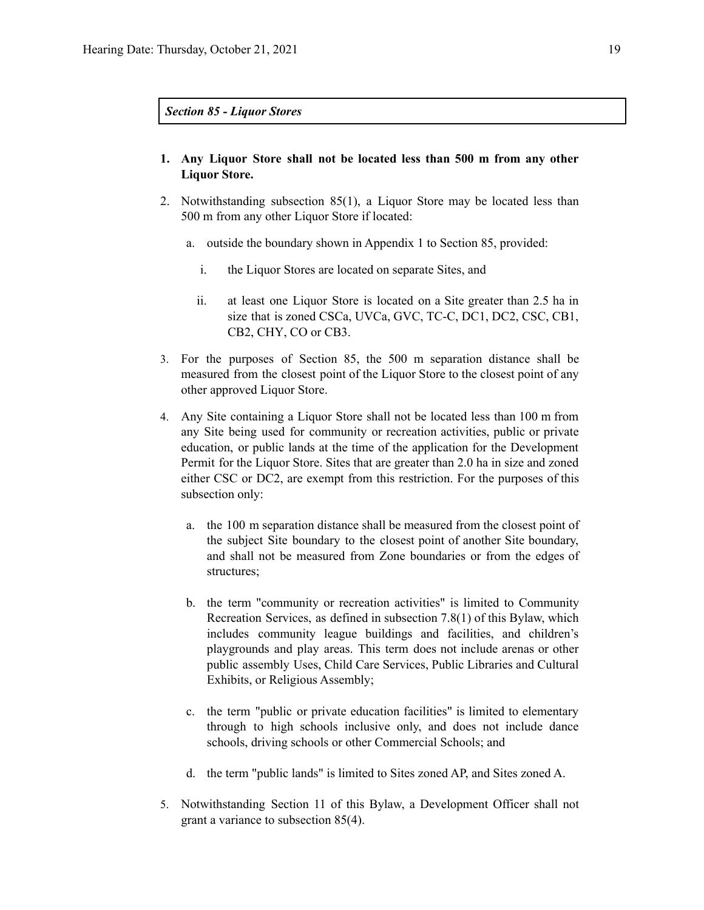***Section 85 - Liquor Stores***

1. **Any Liquor Store shall not be located less than 500 m from any other Liquor Store.**

2. Notwithstanding subsection 85(1), a Liquor Store may be located less than 500 m from any other Liquor Store if located:

   a. outside the boundary shown in Appendix 1 to Section 85, provided:

      i. the Liquor Stores are located on separate Sites, and

      ii. at least one Liquor Store is located on a Site greater than 2.5 ha in size that is zoned CSCa, UVCa, GVC, TC-C, DC1, DC2, CSC, CB1, CB2, CHY, CO or CB3.

3. For the purposes of Section 85, the 500 m separation distance shall be measured from the closest point of the Liquor Store to the closest point of any other approved Liquor Store.

4. Any Site containing a Liquor Store shall not be located less than 100 m from any Site being used for community or recreation activities, public or private education, or public lands at the time of the application for the Development Permit for the Liquor Store. Sites that are greater than 2.0 ha in size and zoned either CSC or DC2, are exempt from this restriction. For the purposes of this subsection only:

   a. the 100 m separation distance shall be measured from the closest point of the subject Site boundary to the closest point of another Site boundary, and shall not be measured from Zone boundaries or from the edges of structures;

   b. the term "community or recreation activities" is limited to Community Recreation Services, as defined in subsection 7.8(1) of this Bylaw, which includes community league buildings and facilities, and children's playgrounds and play areas. This term does not include arenas or other public assembly Uses, Child Care Services, Public Libraries and Cultural Exhibits, or Religious Assembly;

   c. the term "public or private education facilities" is limited to elementary through to high schools inclusive only, and does not include dance schools, driving schools or other Commercial Schools; and

   d. the term "public lands" is limited to Sites zoned AP, and Sites zoned A.

5. Notwithstanding Section 11 of this Bylaw, a Development Officer shall not grant a variance to subsection 85(4).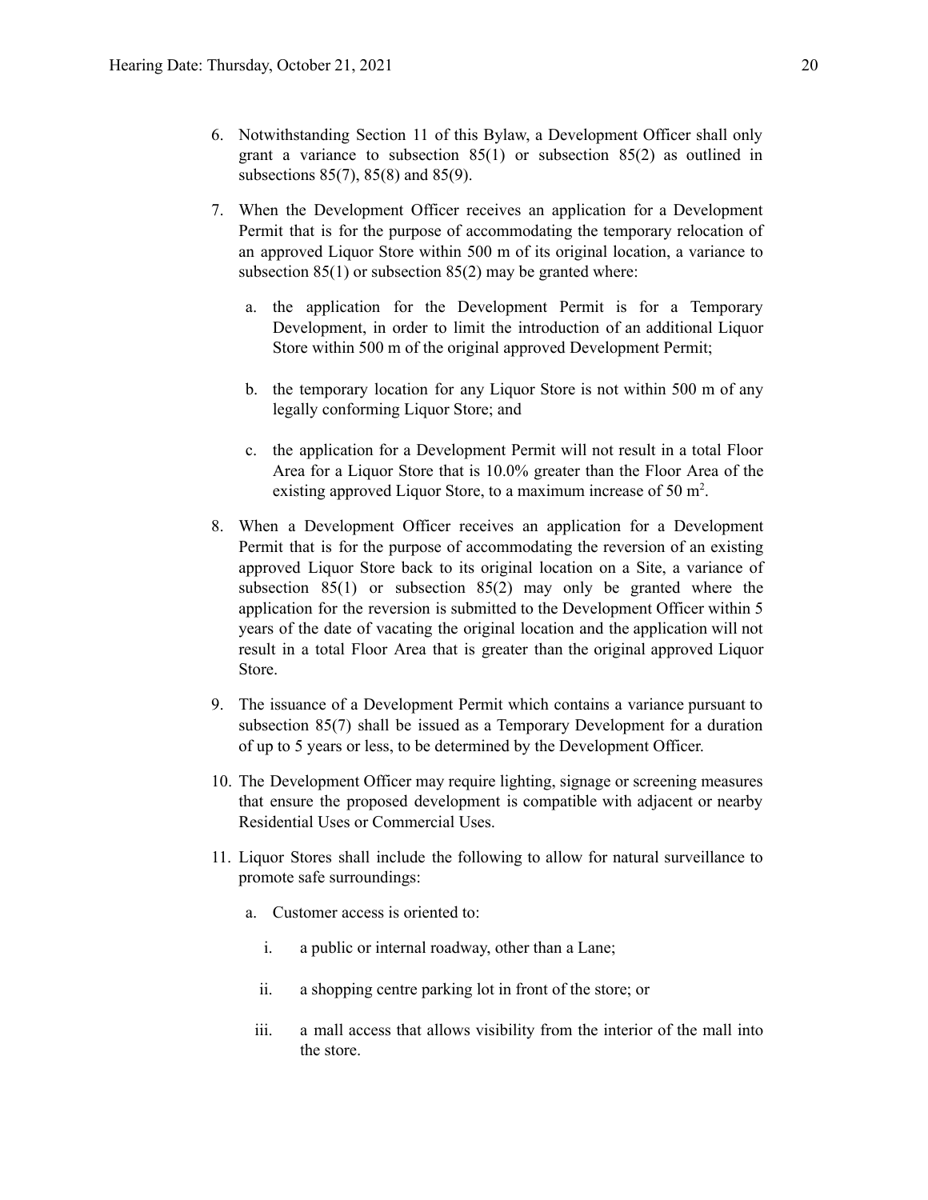6. Notwithstanding Section 11 of this Bylaw, a Development Officer shall only grant a variance to subsection 85(1) or subsection 85(2) as outlined in subsections 85(7), 85(8) and 85(9).

7. When the Development Officer receives an application for a Development Permit that is for the purpose of accommodating the temporary relocation of an approved Liquor Store within 500 m of its original location, a variance to subsection 85(1) or subsection 85(2) may be granted where:

   a. the application for the Development Permit is for a Temporary Development, in order to limit the introduction of an additional Liquor Store within 500 m of the original approved Development Permit;

   b. the temporary location for any Liquor Store is not within 500 m of any legally conforming Liquor Store; and

   c. the application for a Development Permit will not result in a total Floor Area for a Liquor Store that is 10.0% greater than the Floor Area of the existing approved Liquor Store, to a maximum increase of 50 $m^2$.

8. When a Development Officer receives an application for a Development Permit that is for the purpose of accommodating the reversion of an existing approved Liquor Store back to its original location on a Site, a variance of subsection 85(1) or subsection 85(2) may only be granted where the application for the reversion is submitted to the Development Officer within 5 years of the date of vacating the original location and the application will not result in a total Floor Area that is greater than the original approved Liquor Store.

9. The issuance of a Development Permit which contains a variance pursuant to subsection 85(7) shall be issued as a Temporary Development for a duration of up to 5 years or less, to be determined by the Development Officer.

10. The Development Officer may require lighting, signage or screening measures that ensure the proposed development is compatible with adjacent or nearby Residential Uses or Commercial Uses.

11. Liquor Stores shall include the following to allow for natural surveillance to promote safe surroundings:

    a. Customer access is oriented to:

       i. a public or internal roadway, other than a Lane;

       ii. a shopping centre parking lot in front of the store; or

       iii. a mall access that allows visibility from the interior of the mall into the store.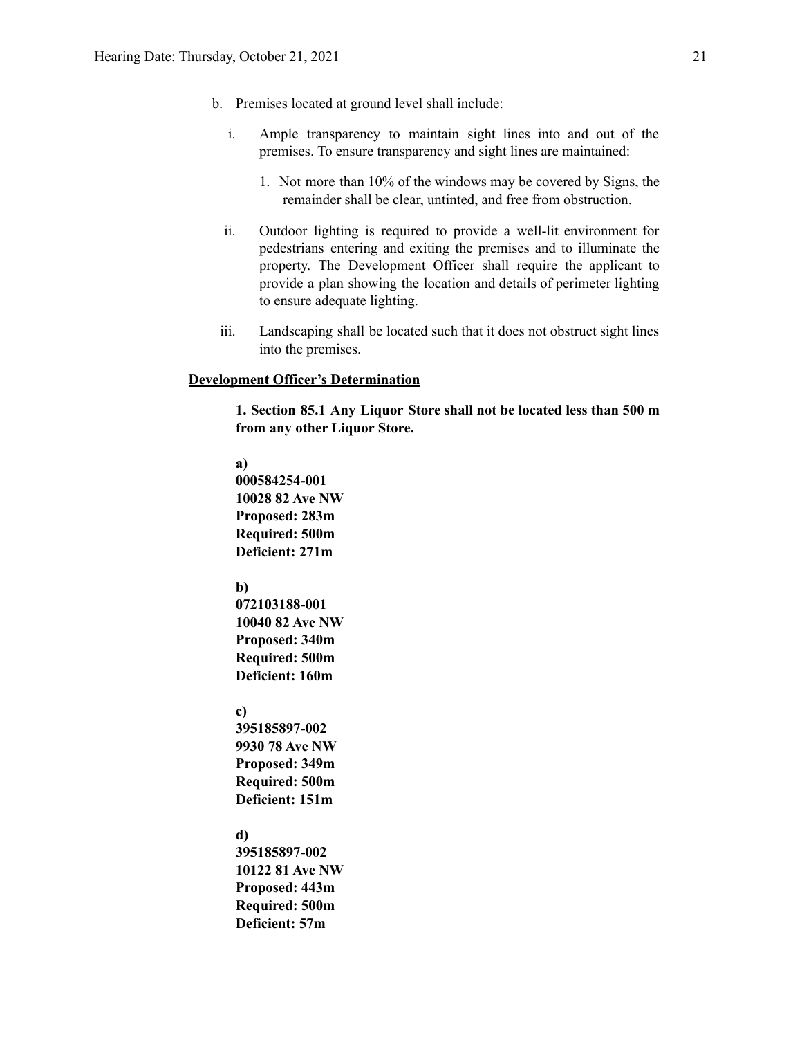b. Premises located at ground level shall include:

   i. Ample transparency to maintain sight lines into and out of the premises. To ensure transparency and sight lines are maintained:

      1. Not more than 10% of the windows may be covered by Signs, the remainder shall be clear, untinted, and free from obstruction.

   ii. Outdoor lighting is required to provide a well-lit environment for pedestrians entering and exiting the premises and to illuminate the property. The Development Officer shall require the applicant to provide a plan showing the location and details of perimeter lighting to ensure adequate lighting.

   iii. Landscaping shall be located such that it does not obstruct sight lines into the premises.

**Development Officer's Determination**

**1. Section 85.1 Any Liquor Store shall not be located less than 500 m from any other Liquor Store.**

**a)**
**000584254-001**
**10028 82 Ave NW**
**Proposed: 283m**
**Required: 500m**
**Deficient: 271m**

**b)**
**072103188-001**
**10040 82 Ave NW**
**Proposed: 340m**
**Required: 500m**
**Deficient: 160m**

**c)**
**395185897-002**
**9930 78 Ave NW**
**Proposed: 349m**
**Required: 500m**
**Deficient: 151m**

**d)**
**395185897-002**
**10122 81 Ave NW**
**Proposed: 443m**
**Required: 500m**
**Deficient: 57m**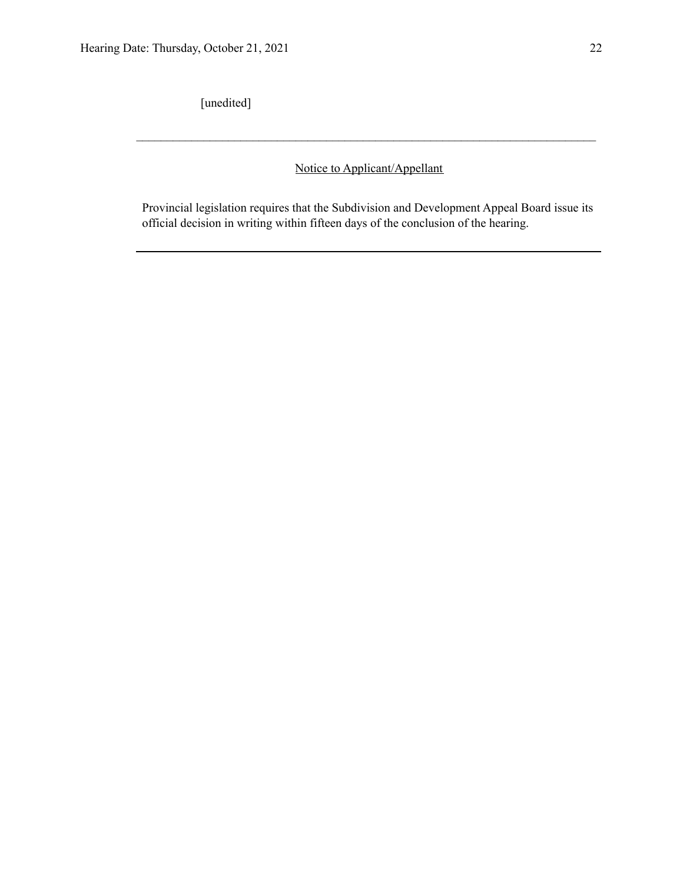[unedited]

---

<u>Notice to Applicant/Appellant</u>

Provincial legislation requires that the Subdivision and Development Appeal Board issue its official decision in writing within fifteen days of the conclusion of the hearing.

---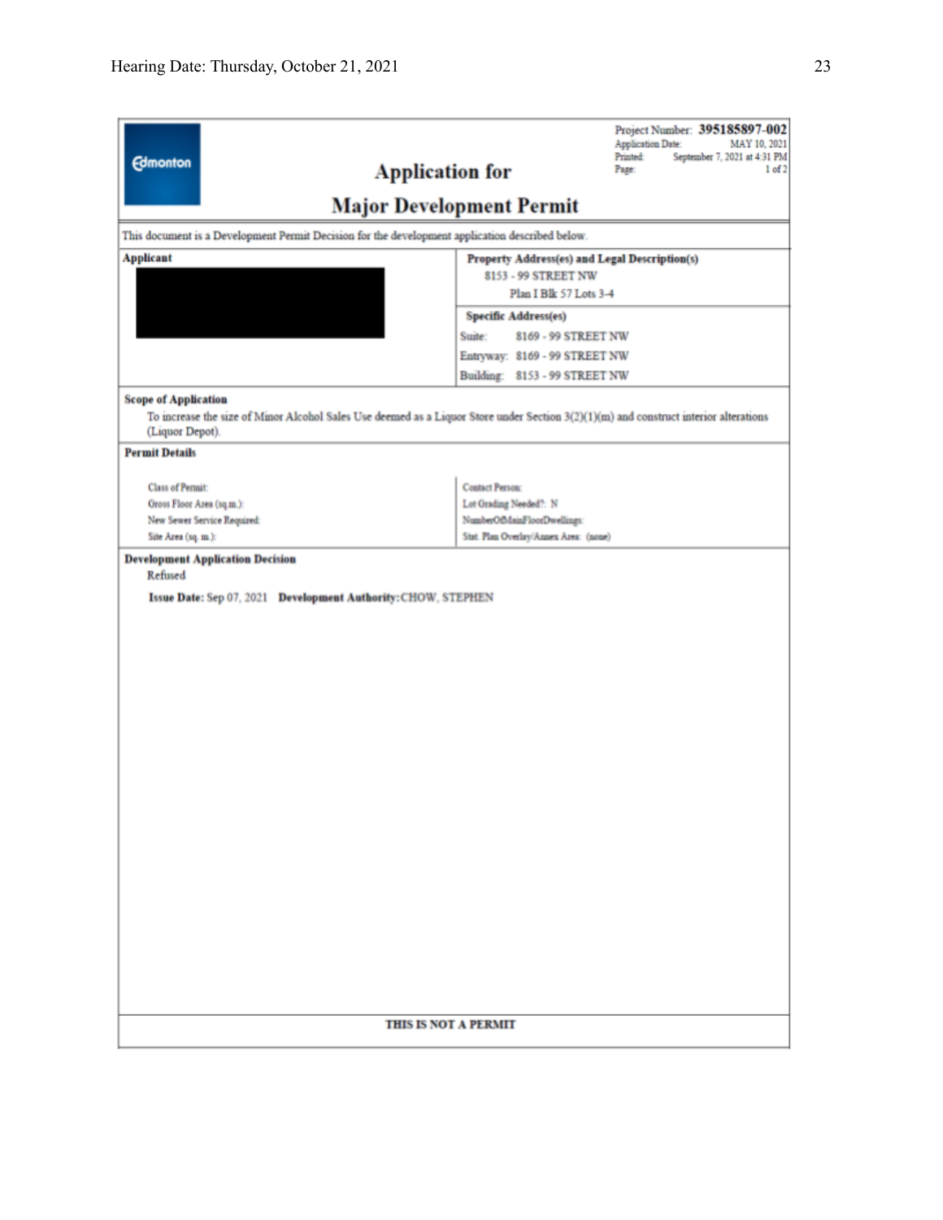**Edmonton**

# Application for Major Development Permit

Project Number: **395185897-002**
Application Date: MAY 10, 2021
Printed: September 7, 2021 at 4:31 PM
Page: 1 of 2

This document is a Development Permit Decision for the development application described below.

| **Applicant** | **Property Address(es) and Legal Description(s)** |
|---|---|
| | 8153 - 99 STREET NW<br>Plan I Blk 57 Lots 3-4 |
| | **Specific Address(es)**<br>Suite: 8169 - 99 STREET NW<br>Entryway: 8169 - 99 STREET NW<br>Building: 8153 - 99 STREET NW |

**Scope of Application**

To increase the size of Minor Alcohol Sales Use deemed as a Liquor Store under Section 3(2)(1)(m) and construct interior alterations (Liquor Depot).

**Permit Details**

| | |
|---|---|
| Class of Permit: | Contact Person: |
| Gross Floor Area (sq.m.): | Lot Grading Needed?: N |
| New Sewer Service Required: | NumberOfMainFloorDwellings: |
| Site Area (sq. m.): | Stat. Plan Overlay/Annex Area: (none) |

**Development Application Decision**

Refused

**Issue Date:** Sep 07, 2021 **Development Authority:** CHOW, STEPHEN

**THIS IS NOT A PERMIT**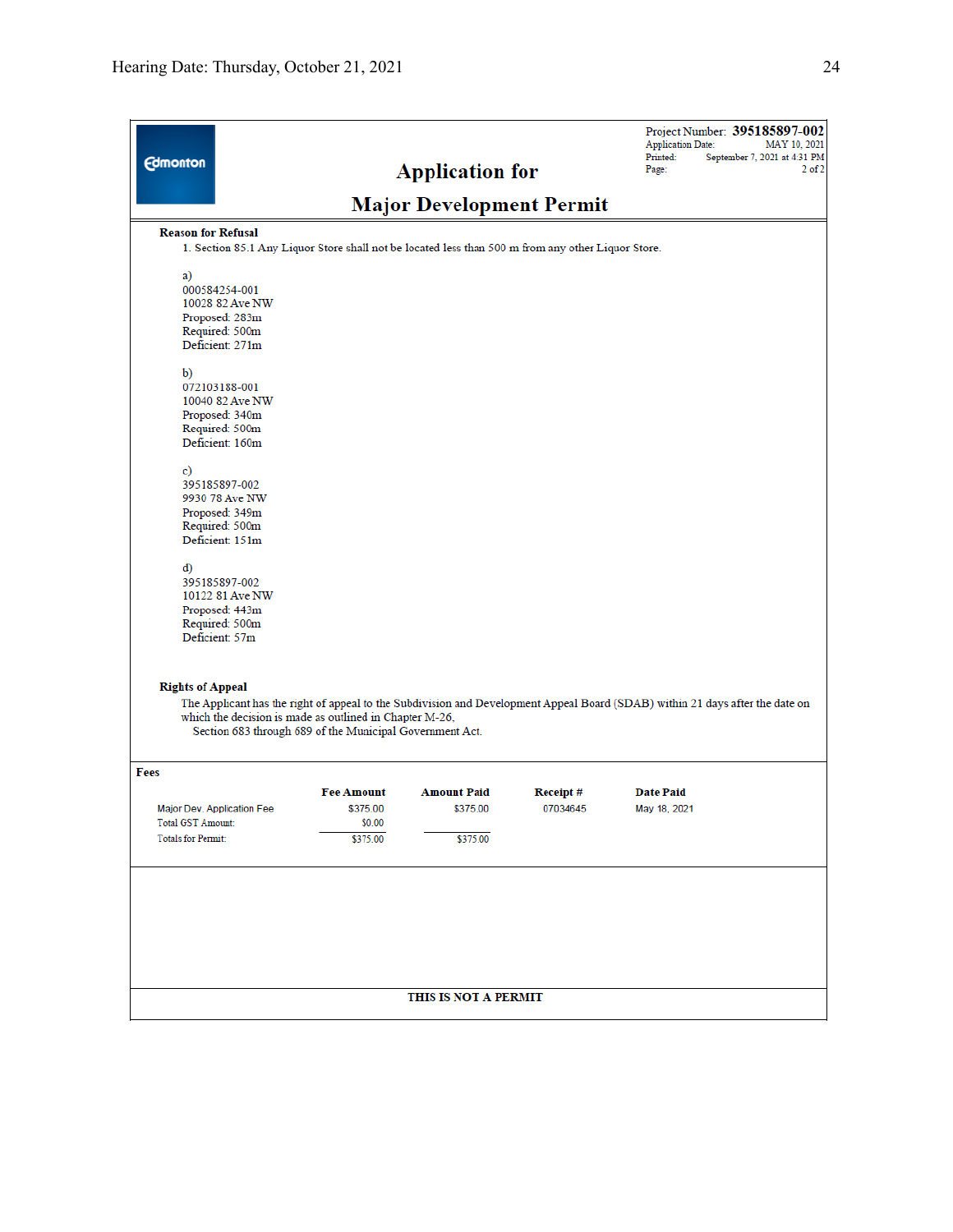Project Number: **395185897-002**
Application Date: MAY 10, 2021
Printed: September 7, 2021 at 4:31 PM
Page: 2 of 2

# Application for

# Major Development Permit

**Reason for Refusal**

1. Section 85.1 Any Liquor Store shall not be located less than 500 m from any other Liquor Store.

a)
000584254-001
10028 82 Ave NW
Proposed: 283m
Required: 500m
Deficient: 271m

b)
072103188-001
10040 82 Ave NW
Proposed: 340m
Required: 500m
Deficient: 160m

c)
395185897-002
9930 78 Ave NW
Proposed: 349m
Required: 500m
Deficient: 151m

d)
395185897-002
10122 81 Ave NW
Proposed: 443m
Required: 500m
Deficient: 57m

**Rights of Appeal**

The Applicant has the right of appeal to the Subdivision and Development Appeal Board (SDAB) within 21 days after the date on which the decision is made as outlined in Chapter M-26,
Section 683 through 689 of the Municipal Government Act.

**Fees**

| | Fee Amount | Amount Paid | Receipt # | Date Paid |
|---|---|---|---|---|
| Major Dev. Application Fee | $375.00 | $375.00 | 07034645 | May 18, 2021 |
| Total GST Amount: | $0.00 | | | |
| Totals for Permit: | $375.00 | $375.00 | | |

**THIS IS NOT A PERMIT**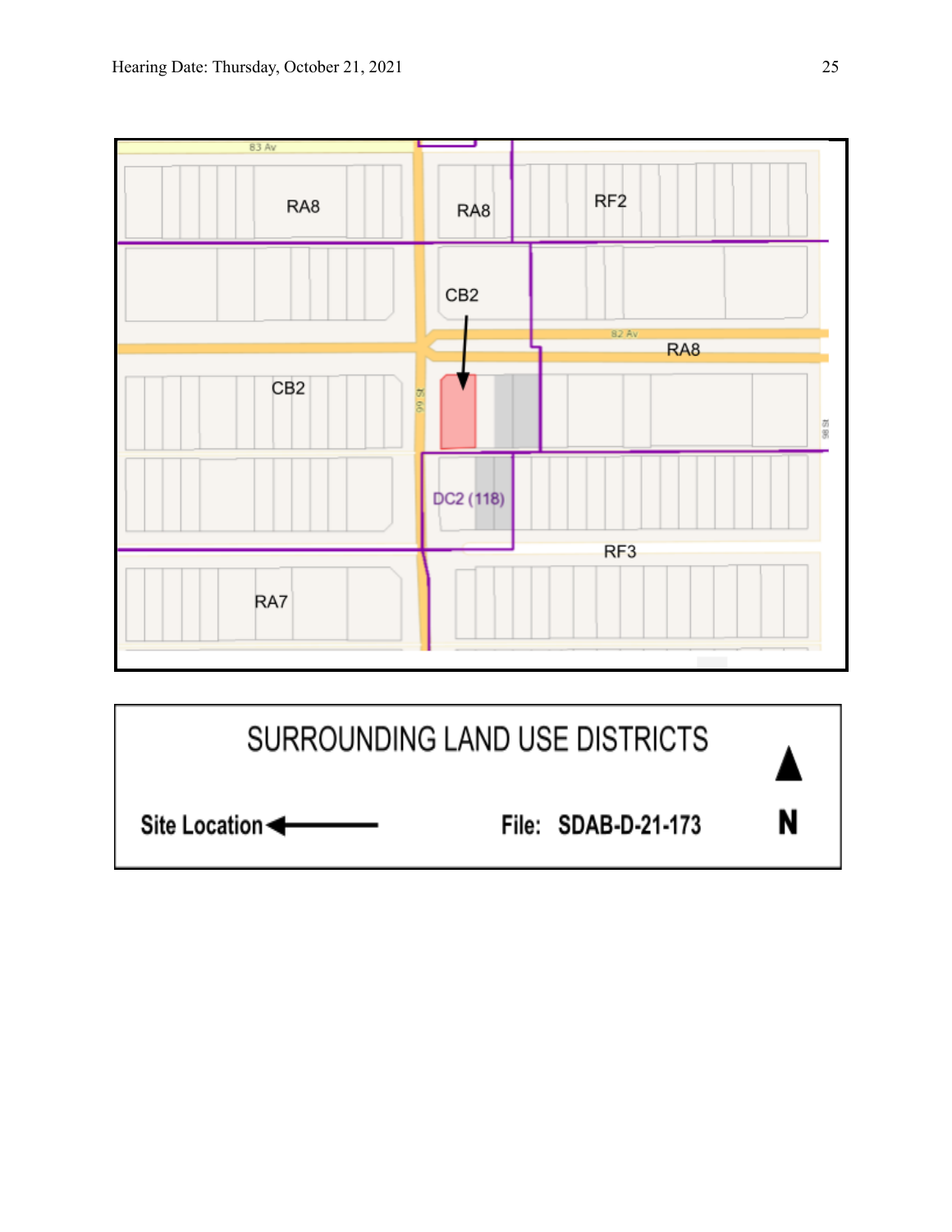83 Av

RA8

RA8

RF2

CB2

82 Av

RA8

CB2

99 St

98 St

DC2 (118)

RF3

RA7

SURROUNDING LAND USE DISTRICTS

Site Location

File: SDAB-D-21-173

N